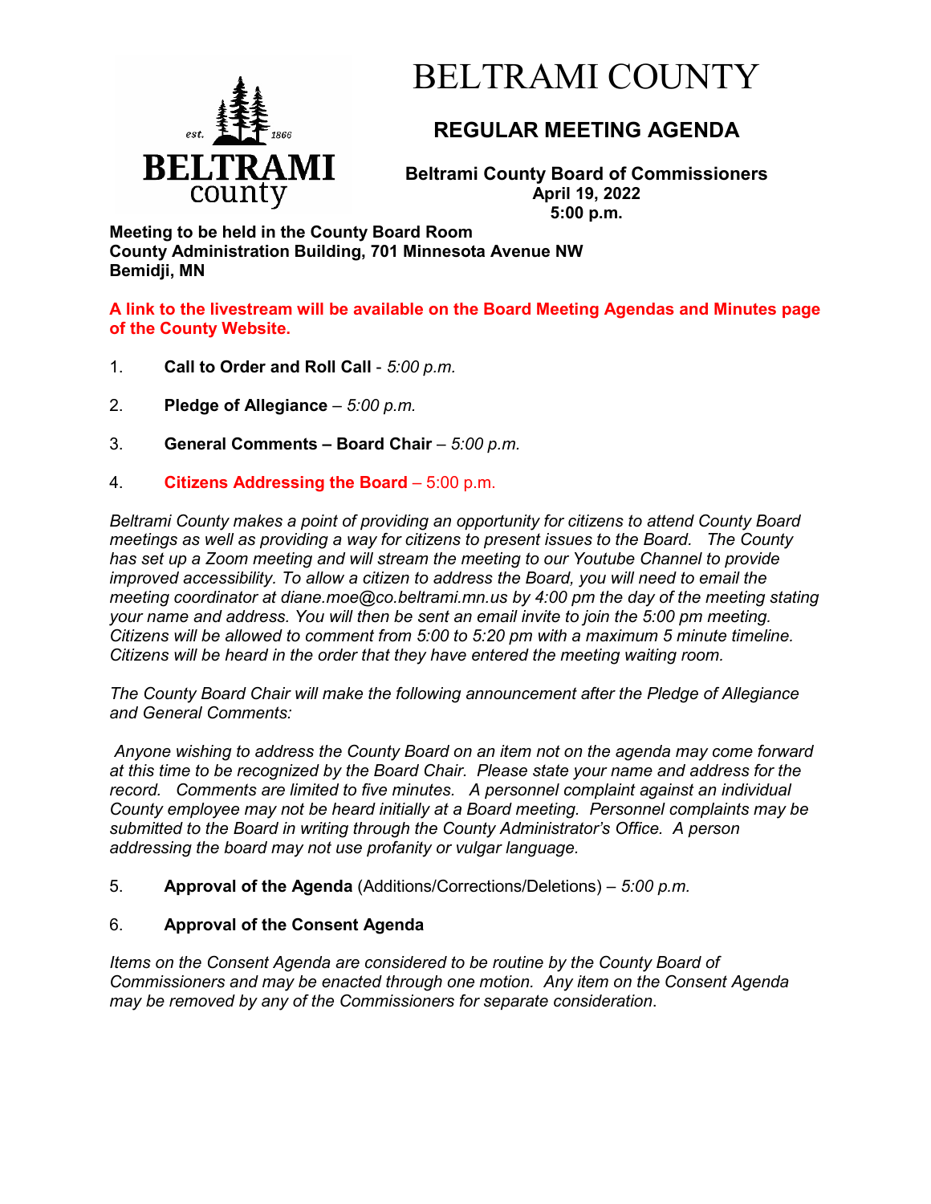# BELTRAMI COUNTY

## REGULAR MEETING AGENDA

**Beltrami County Board of Commissioners**
**April 19, 2022**
**5:00 p.m.**

**Meeting to be held in the County Board Room**
**County Administration Building, 701 Minnesota Avenue NW**
**Bemidji, MN**

**A link to the livestream will be available on the Board Meeting Agendas and Minutes page of the County Website.**

1. **Call to Order and Roll Call** - *5:00 p.m.*

2. **Pledge of Allegiance** – *5:00 p.m.*

3. **General Comments – Board Chair** – *5:00 p.m.*

4. **Citizens Addressing the Board** – 5:00 p.m.

*Beltrami County makes a point of providing an opportunity for citizens to attend County Board meetings as well as providing a way for citizens to present issues to the Board. The County has set up a Zoom meeting and will stream the meeting to our Youtube Channel to provide improved accessibility. To allow a citizen to address the Board, you will need to email the meeting coordinator at diane.moe@co.beltrami.mn.us by 4:00 pm the day of the meeting stating your name and address. You will then be sent an email invite to join the 5:00 pm meeting. Citizens will be allowed to comment from 5:00 to 5:20 pm with a maximum 5 minute timeline. Citizens will be heard in the order that they have entered the meeting waiting room.*

*The County Board Chair will make the following announcement after the Pledge of Allegiance and General Comments:*

*Anyone wishing to address the County Board on an item not on the agenda may come forward at this time to be recognized by the Board Chair. Please state your name and address for the record. Comments are limited to five minutes. A personnel complaint against an individual County employee may not be heard initially at a Board meeting. Personnel complaints may be submitted to the Board in writing through the County Administrator's Office. A person addressing the board may not use profanity or vulgar language.*

5. **Approval of the Agenda** (Additions/Corrections/Deletions) – *5:00 p.m.*

6. **Approval of the Consent Agenda**

*Items on the Consent Agenda are considered to be routine by the County Board of Commissioners and may be enacted through one motion. Any item on the Consent Agenda may be removed by any of the Commissioners for separate consideration.*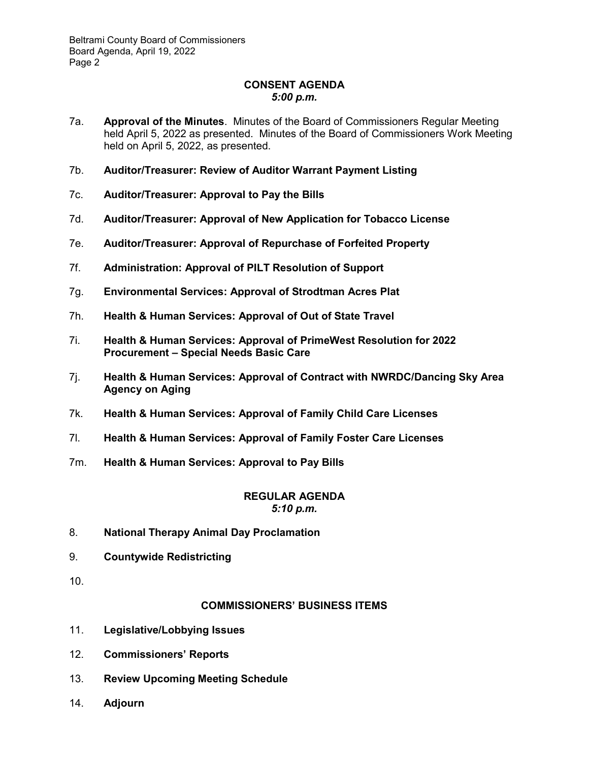## CONSENT AGENDA
*5:00 p.m.*

7a. **Approval of the Minutes**. Minutes of the Board of Commissioners Regular Meeting held April 5, 2022 as presented. Minutes of the Board of Commissioners Work Meeting held on April 5, 2022, as presented.

7b. **Auditor/Treasurer: Review of Auditor Warrant Payment Listing**

7c. **Auditor/Treasurer: Approval to Pay the Bills**

7d. **Auditor/Treasurer: Approval of New Application for Tobacco License**

7e. **Auditor/Treasurer: Approval of Repurchase of Forfeited Property**

7f. **Administration: Approval of PILT Resolution of Support**

7g. **Environmental Services: Approval of Strodtman Acres Plat**

7h. **Health & Human Services: Approval of Out of State Travel**

7i. **Health & Human Services: Approval of PrimeWest Resolution for 2022 Procurement – Special Needs Basic Care**

7j. **Health & Human Services: Approval of Contract with NWRDC/Dancing Sky Area Agency on Aging**

7k. **Health & Human Services: Approval of Family Child Care Licenses**

7l. **Health & Human Services: Approval of Family Foster Care Licenses**

7m. **Health & Human Services: Approval to Pay Bills**

## REGULAR AGENDA
*5:10 p.m.*

8. **National Therapy Animal Day Proclamation**

9. **Countywide Redistricting**

10.

## COMMISSIONERS' BUSINESS ITEMS

11. **Legislative/Lobbying Issues**

12. **Commissioners' Reports**

13. **Review Upcoming Meeting Schedule**

14. **Adjourn**